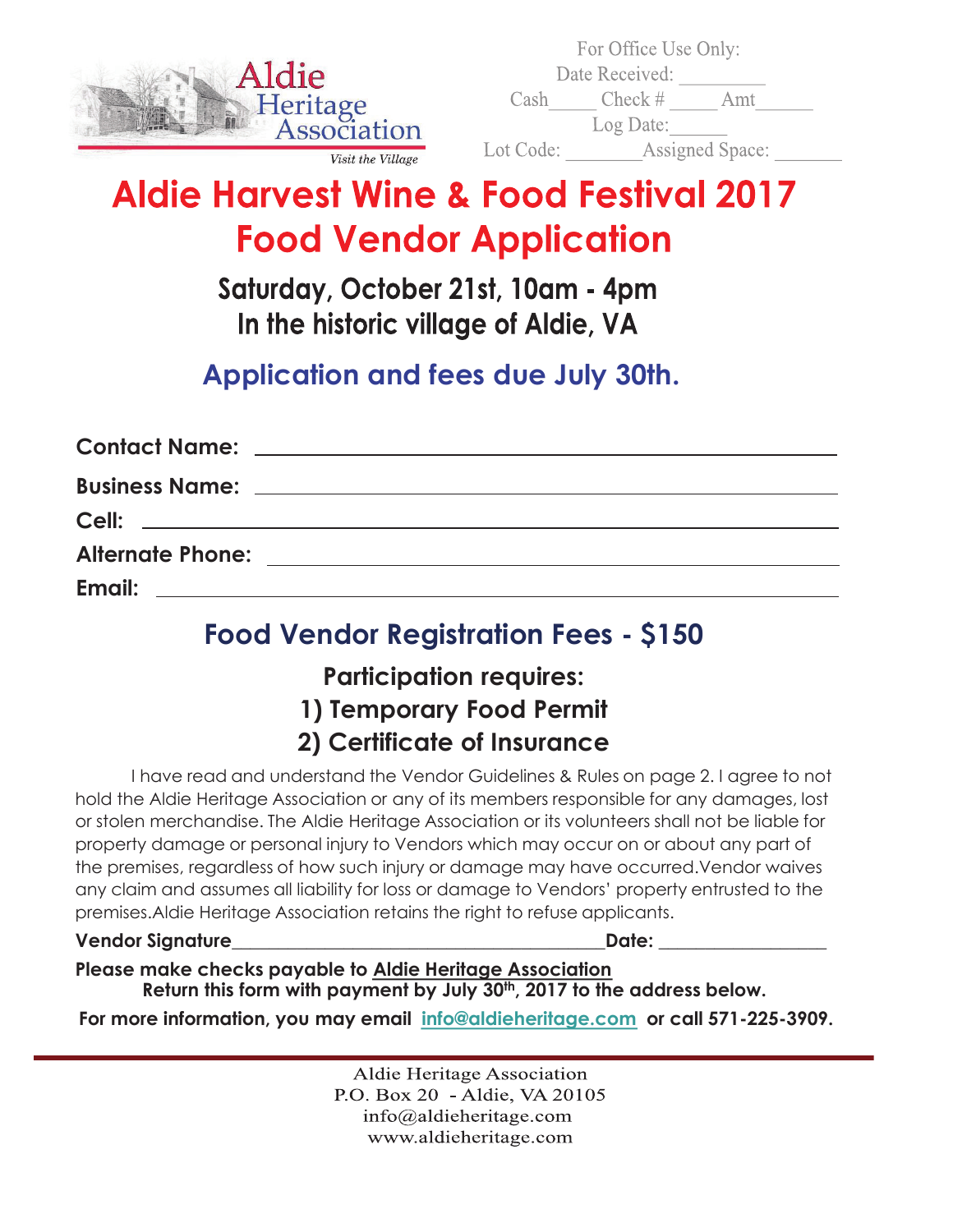Aldie Heritage Association

*Visit the Village*

For Office Use Only:
Date Received: _________
Cash_____ Check # _____ Amt______
Log Date:______
Lot Code: ________Assigned Space: ________

# Aldie Harvest Wine & Food Festival 2017
# Food Vendor Application

### Saturday, October 21st, 10am - 4pm
### In the historic village of Aldie, VA

### Application and fees due July 30th.

**Contact Name:** ____________________________________________

**Business Name:** ____________________________________________

**Cell:** ____________________________________________

**Alternate Phone:** ____________________________________________

**Email:** ____________________________________________

## Food Vendor Registration Fees - $150

### Participation requires:
### 1) Temporary Food Permit
### 2) Certificate of Insurance

I have read and understand the Vendor Guidelines & Rules on page 2. I agree to not hold the Aldie Heritage Association or any of its members responsible for any damages, lost or stolen merchandise. The Aldie Heritage Association or its volunteers shall not be liable for property damage or personal injury to Vendors which may occur on or about any part of the premises, regardless of how such injury or damage may have occurred.Vendor waives any claim and assumes all liability for loss or damage to Vendors' property entrusted to the premises.Aldie Heritage Association retains the right to refuse applicants.

**Vendor Signature**________________________________________**Date:** __________________

**Please make checks payable to Aldie Heritage Association**

**Return this form with payment by July 30th, 2017 to the address below.**

**For more information, you may email info@aldieheritage.com or call 571-225-3909.**

---

Aldie Heritage Association
P.O. Box 20 - Aldie, VA 20105
info@aldieheritage.com
www.aldieheritage.com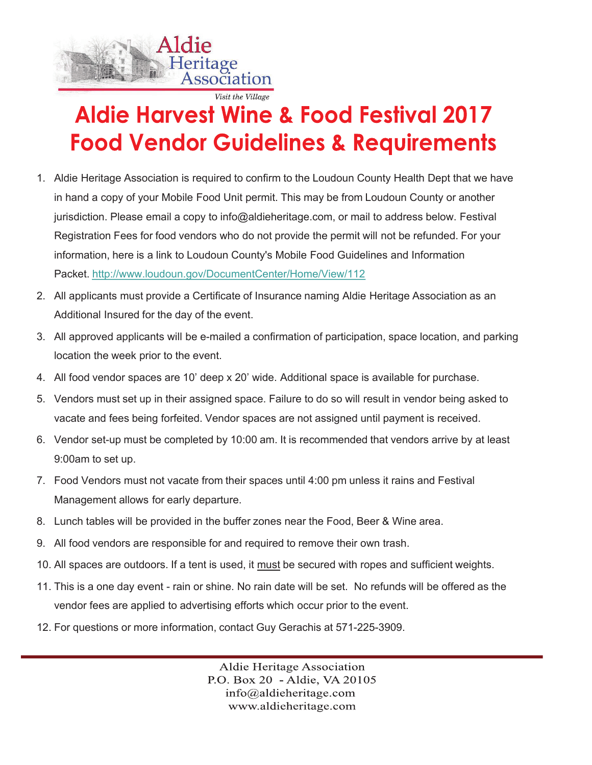Aldie Heritage Association

*Visit the Village*

# Aldie Harvest Wine & Food Festival 2017
# Food Vendor Guidelines & Requirements

1. Aldie Heritage Association is required to confirm to the Loudoun County Health Dept that we have in hand a copy of your Mobile Food Unit permit. This may be from Loudoun County or another jurisdiction. Please email a copy to info@aldieheritage.com, or mail to address below. Festival Registration Fees for food vendors who do not provide the permit will not be refunded. For your information, here is a link to Loudoun County's Mobile Food Guidelines and Information Packet. http://www.loudoun.gov/DocumentCenter/Home/View/112
2. All applicants must provide a Certificate of Insurance naming Aldie Heritage Association as an Additional Insured for the day of the event.
3. All approved applicants will be e-mailed a confirmation of participation, space location, and parking location the week prior to the event.
4. All food vendor spaces are 10' deep x 20' wide. Additional space is available for purchase.
5. Vendors must set up in their assigned space. Failure to do so will result in vendor being asked to vacate and fees being forfeited. Vendor spaces are not assigned until payment is received.
6. Vendor set-up must be completed by 10:00 am. It is recommended that vendors arrive by at least 9:00am to set up.
7. Food Vendors must not vacate from their spaces until 4:00 pm unless it rains and Festival Management allows for early departure.
8. Lunch tables will be provided in the buffer zones near the Food, Beer & Wine area.
9. All food vendors are responsible for and required to remove their own trash.
10. All spaces are outdoors. If a tent is used, it must be secured with ropes and sufficient weights.
11. This is a one day event - rain or shine. No rain date will be set. No refunds will be offered as the vendor fees are applied to advertising efforts which occur prior to the event.
12. For questions or more information, contact Guy Gerachis at 571-225-3909.

Aldie Heritage Association
P.O. Box 20 - Aldie, VA 20105
info@aldieheritage.com
www.aldieheritage.com